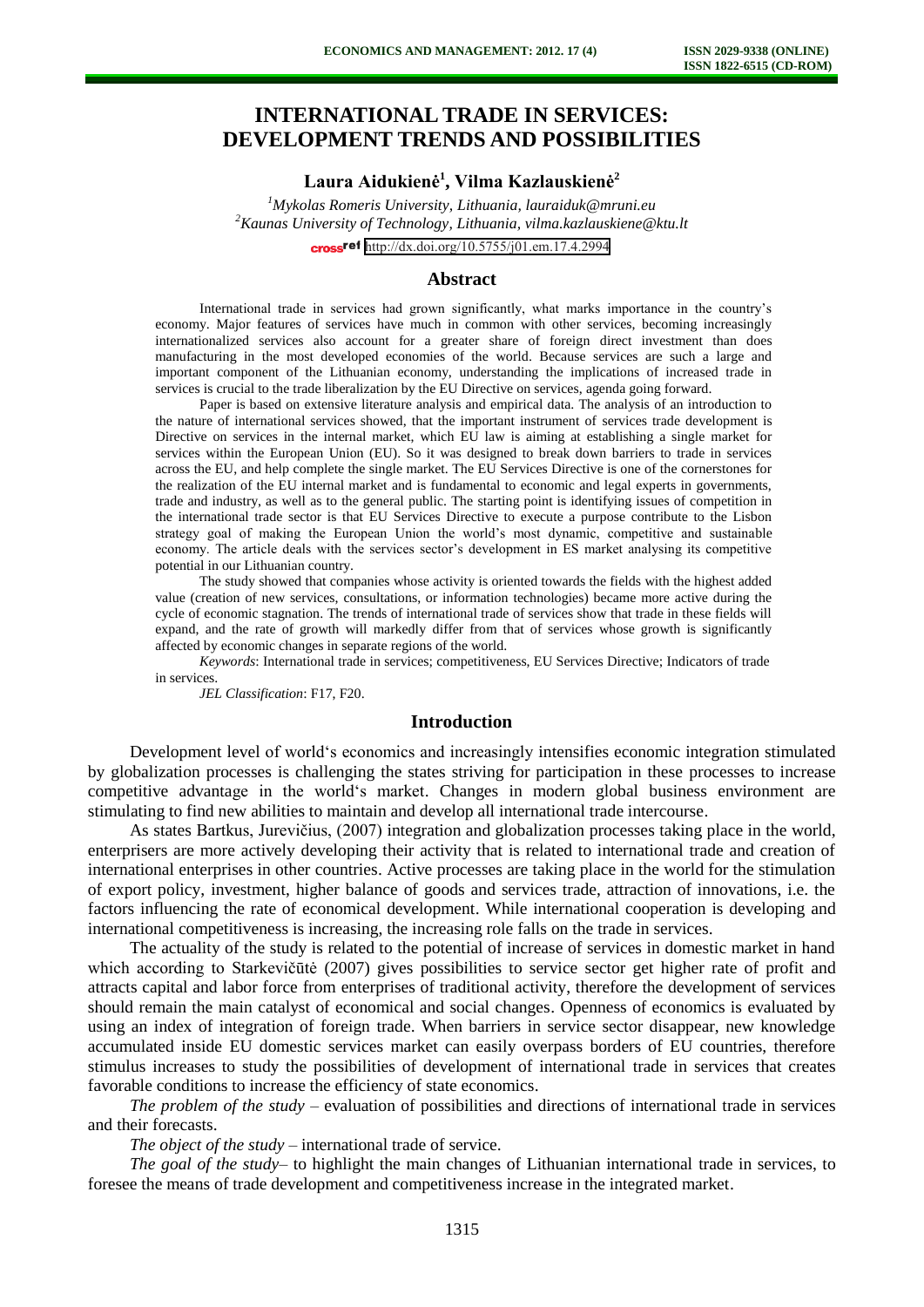# INTERNATIONAL TRADE IN SERVICES: DEVELOPMENT TRENDS AND POSSIBILITIES

**Laura Aidukienė[1], Vilma Kazlauskienė[2]**

*[1]Mykolas Romeris University, Lithuania, lauraiduk@mruni.eu*
*[2]Kaunas University of Technology, Lithuania, vilma.kazlauskiene@ktu.lt*

http://dx.doi.org/10.5755/j01.em.17.4.2994

## Abstract

International trade in services had grown significantly, what marks importance in the country's economy. Major features of services have much in common with other services, becoming increasingly internationalized services also account for a greater share of foreign direct investment than does manufacturing in the most developed economies of the world. Because services are such a large and important component of the Lithuanian economy, understanding the implications of increased trade in services is crucial to the trade liberalization by the EU Directive on services, agenda going forward.

Paper is based on extensive literature analysis and empirical data. The analysis of an introduction to the nature of international services showed, that the important instrument of services trade development is Directive on services in the internal market, which EU law is aiming at establishing a single market for services within the European Union (EU). So it was designed to break down barriers to trade in services across the EU, and help complete the single market. The EU Services Directive is one of the cornerstones for the realization of the EU internal market and is fundamental to economic and legal experts in governments, trade and industry, as well as to the general public. The starting point is identifying issues of competition in the international trade sector is that EU Services Directive to execute a purpose contribute to the Lisbon strategy goal of making the European Union the world's most dynamic, competitive and sustainable economy. The article deals with the services sector's development in ES market analysing its competitive potential in our Lithuanian country.

The study showed that companies whose activity is oriented towards the fields with the highest added value (creation of new services, consultations, or information technologies) became more active during the cycle of economic stagnation. The trends of international trade of services show that trade in these fields will expand, and the rate of growth will markedly differ from that of services whose growth is significantly affected by economic changes in separate regions of the world.

*Keywords*: International trade in services; competitiveness, EU Services Directive; Indicators of trade in services.

*JEL Classification*: F17, F20.

## Introduction

Development level of world's economics and increasingly intensifies economic integration stimulated by globalization processes is challenging the states striving for participation in these processes to increase competitive advantage in the world's market. Changes in modern global business environment are stimulating to find new abilities to maintain and develop all international trade intercourse.

As states Bartkus, Jurevičius, (2007) integration and globalization processes taking place in the world, enterprisers are more actively developing their activity that is related to international trade and creation of international enterprises in other countries. Active processes are taking place in the world for the stimulation of export policy, investment, higher balance of goods and services trade, attraction of innovations, i.e. the factors influencing the rate of economical development. While international cooperation is developing and international competitiveness is increasing, the increasing role falls on the trade in services.

The actuality of the study is related to the potential of increase of services in domestic market in hand which according to Starkevičūtė (2007) gives possibilities to service sector get higher rate of profit and attracts capital and labor force from enterprises of traditional activity, therefore the development of services should remain the main catalyst of economical and social changes. Openness of economics is evaluated by using an index of integration of foreign trade. When barriers in service sector disappear, new knowledge accumulated inside EU domestic services market can easily overpass borders of EU countries, therefore stimulus increases to study the possibilities of development of international trade in services that creates favorable conditions to increase the efficiency of state economics.

*The problem of the study* – evaluation of possibilities and directions of international trade in services and their forecasts.

*The object of the study* – international trade of service.

*The goal of the study*– to highlight the main changes of Lithuanian international trade in services, to foresee the means of trade development and competitiveness increase in the integrated market.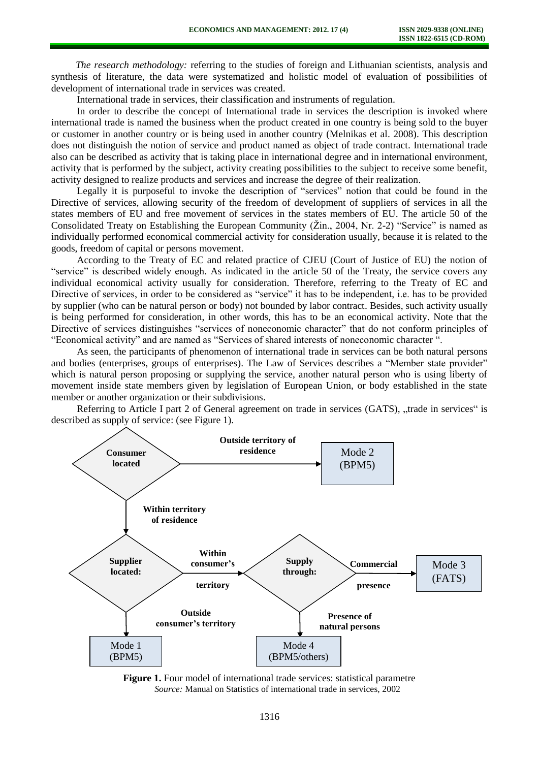*The research methodology:* referring to the studies of foreign and Lithuanian scientists, analysis and synthesis of literature, the data were systematized and holistic model of evaluation of possibilities of development of international trade in services was created.

International trade in services, their classification and instruments of regulation.

In order to describe the concept of International trade in services the description is invoked where international trade is named the business when the product created in one country is being sold to the buyer or customer in another country or is being used in another country (Melnikas et al. 2008). This description does not distinguish the notion of service and product named as object of trade contract. International trade also can be described as activity that is taking place in international degree and in international environment, activity that is performed by the subject, activity creating possibilities to the subject to receive some benefit, activity designed to realize products and services and increase the degree of their realization.

Legally it is purposeful to invoke the description of "services" notion that could be found in the Directive of services, allowing security of the freedom of development of suppliers of services in all the states members of EU and free movement of services in the states members of EU. The article 50 of the Consolidated Treaty on Establishing the European Community (Žin., 2004, Nr. 2-2) "Service" is named as individually performed economical commercial activity for consideration usually, because it is related to the goods, freedom of capital or persons movement.

According to the Treaty of EC and related practice of CJEU (Court of Justice of EU) the notion of "service" is described widely enough. As indicated in the article 50 of the Treaty, the service covers any individual economical activity usually for consideration. Therefore, referring to the Treaty of EC and Directive of services, in order to be considered as "service" it has to be independent, i.e. has to be provided by supplier (who can be natural person or body) not bounded by labor contract. Besides, such activity usually is being performed for consideration, in other words, this has to be an economical activity. Note that the Directive of services distinguishes "services of noneconomic character" that do not conform principles of "Economical activity" and are named as "Services of shared interests of noneconomic character ".

As seen, the participants of phenomenon of international trade in services can be both natural persons and bodies (enterprises, groups of enterprises). The Law of Services describes a "Member state provider" which is natural person proposing or supplying the service, another natural person who is using liberty of movement inside state members given by legislation of European Union, or body established in the state member or another organization or their subdivisions.

Referring to Article I part 2 of General agreement on trade in services (GATS), „trade in services" is described as supply of service: (see Figure 1).

Consumer located → Outside territory of residence → Mode 2 (BPM5)

Consumer located → Within territory of residence → Supplier located:

Supplier located: → Outside consumer's territory → Mode 1 (BPM5)

Supplier located: → Within consumer's territory → Supply through:

Supply through: → Commercial presence → Mode 3 (FATS)

Supply through: → Presence of natural persons → Mode 4 (BPM5/others)

**Figure 1.** Four model of international trade services: statistical parametre
*Source:* Manual on Statistics of international trade in services, 2002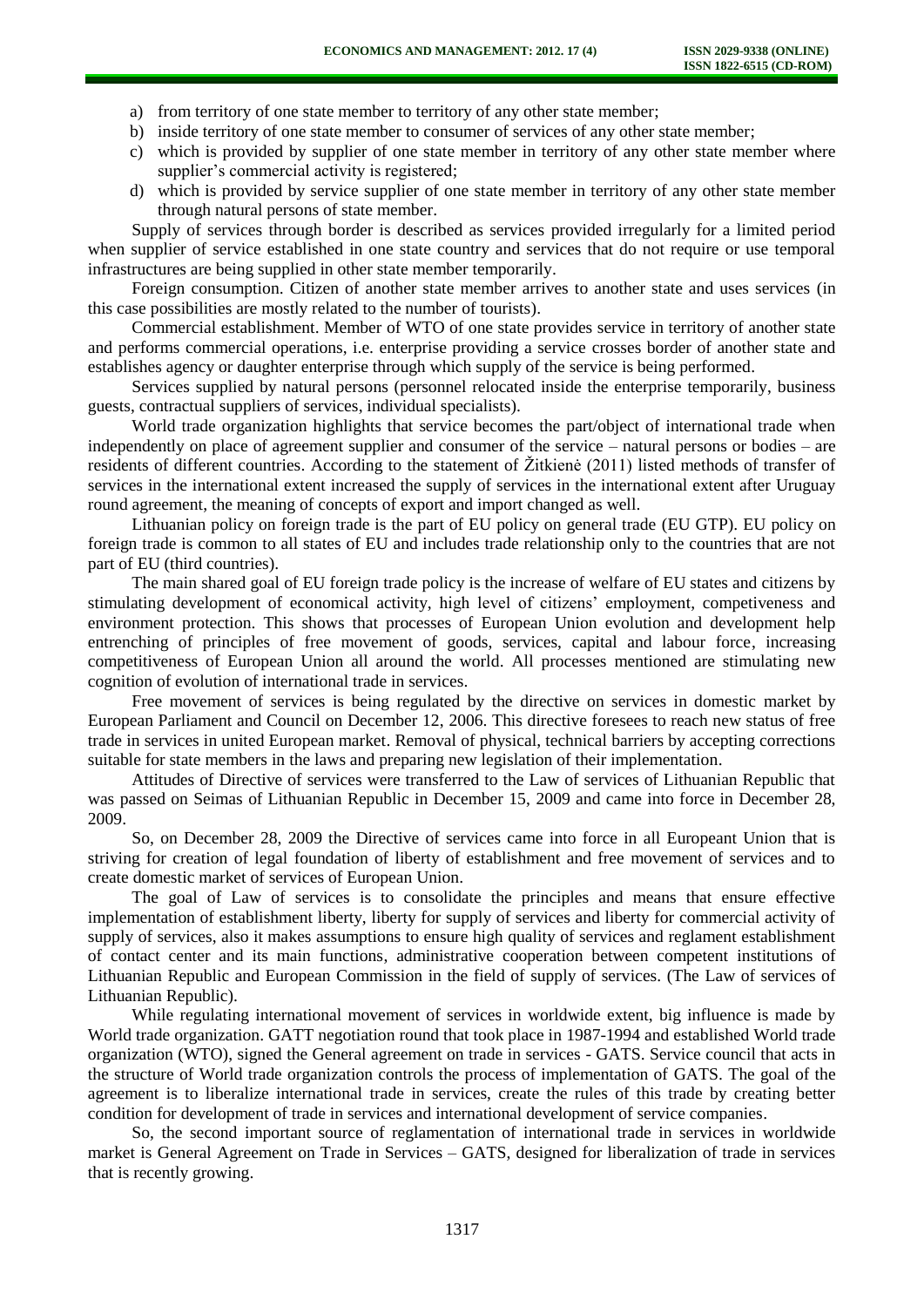a) from territory of one state member to territory of any other state member;
b) inside territory of one state member to consumer of services of any other state member;
c) which is provided by supplier of one state member in territory of any other state member where supplier's commercial activity is registered;
d) which is provided by service supplier of one state member in territory of any other state member through natural persons of state member.

Supply of services through border is described as services provided irregularly for a limited period when supplier of service established in one state country and services that do not require or use temporal infrastructures are being supplied in other state member temporarily.

Foreign consumption. Citizen of another state member arrives to another state and uses services (in this case possibilities are mostly related to the number of tourists).

Commercial establishment. Member of WTO of one state provides service in territory of another state and performs commercial operations, i.e. enterprise providing a service crosses border of another state and establishes agency or daughter enterprise through which supply of the service is being performed.

Services supplied by natural persons (personnel relocated inside the enterprise temporarily, business guests, contractual suppliers of services, individual specialists).

World trade organization highlights that service becomes the part/object of international trade when independently on place of agreement supplier and consumer of the service – natural persons or bodies – are residents of different countries. According to the statement of Žitkienė (2011) listed methods of transfer of services in the international extent increased the supply of services in the international extent after Uruguay round agreement, the meaning of concepts of export and import changed as well.

Lithuanian policy on foreign trade is the part of EU policy on general trade (EU GTP). EU policy on foreign trade is common to all states of EU and includes trade relationship only to the countries that are not part of EU (third countries).

The main shared goal of EU foreign trade policy is the increase of welfare of EU states and citizens by stimulating development of economical activity, high level of citizens' employment, competiveness and environment protection. This shows that processes of European Union evolution and development help entrenching of principles of free movement of goods, services, capital and labour force, increasing competitiveness of European Union all around the world. All processes mentioned are stimulating new cognition of evolution of international trade in services.

Free movement of services is being regulated by the directive on services in domestic market by European Parliament and Council on December 12, 2006. This directive foresees to reach new status of free trade in services in united European market. Removal of physical, technical barriers by accepting corrections suitable for state members in the laws and preparing new legislation of their implementation.

Attitudes of Directive of services were transferred to the Law of services of Lithuanian Republic that was passed on Seimas of Lithuanian Republic in December 15, 2009 and came into force in December 28, 2009.

So, on December 28, 2009 the Directive of services came into force in all Europeant Union that is striving for creation of legal foundation of liberty of establishment and free movement of services and to create domestic market of services of European Union.

The goal of Law of services is to consolidate the principles and means that ensure effective implementation of establishment liberty, liberty for supply of services and liberty for commercial activity of supply of services, also it makes assumptions to ensure high quality of services and reglament establishment of contact center and its main functions, administrative cooperation between competent institutions of Lithuanian Republic and European Commission in the field of supply of services. (The Law of services of Lithuanian Republic).

While regulating international movement of services in worldwide extent, big influence is made by World trade organization. GATT negotiation round that took place in 1987-1994 and established World trade organization (WTO), signed the General agreement on trade in services - GATS. Service council that acts in the structure of World trade organization controls the process of implementation of GATS. The goal of the agreement is to liberalize international trade in services, create the rules of this trade by creating better condition for development of trade in services and international development of service companies.

So, the second important source of reglamentation of international trade in services in worldwide market is General Agreement on Trade in Services – GATS, designed for liberalization of trade in services that is recently growing.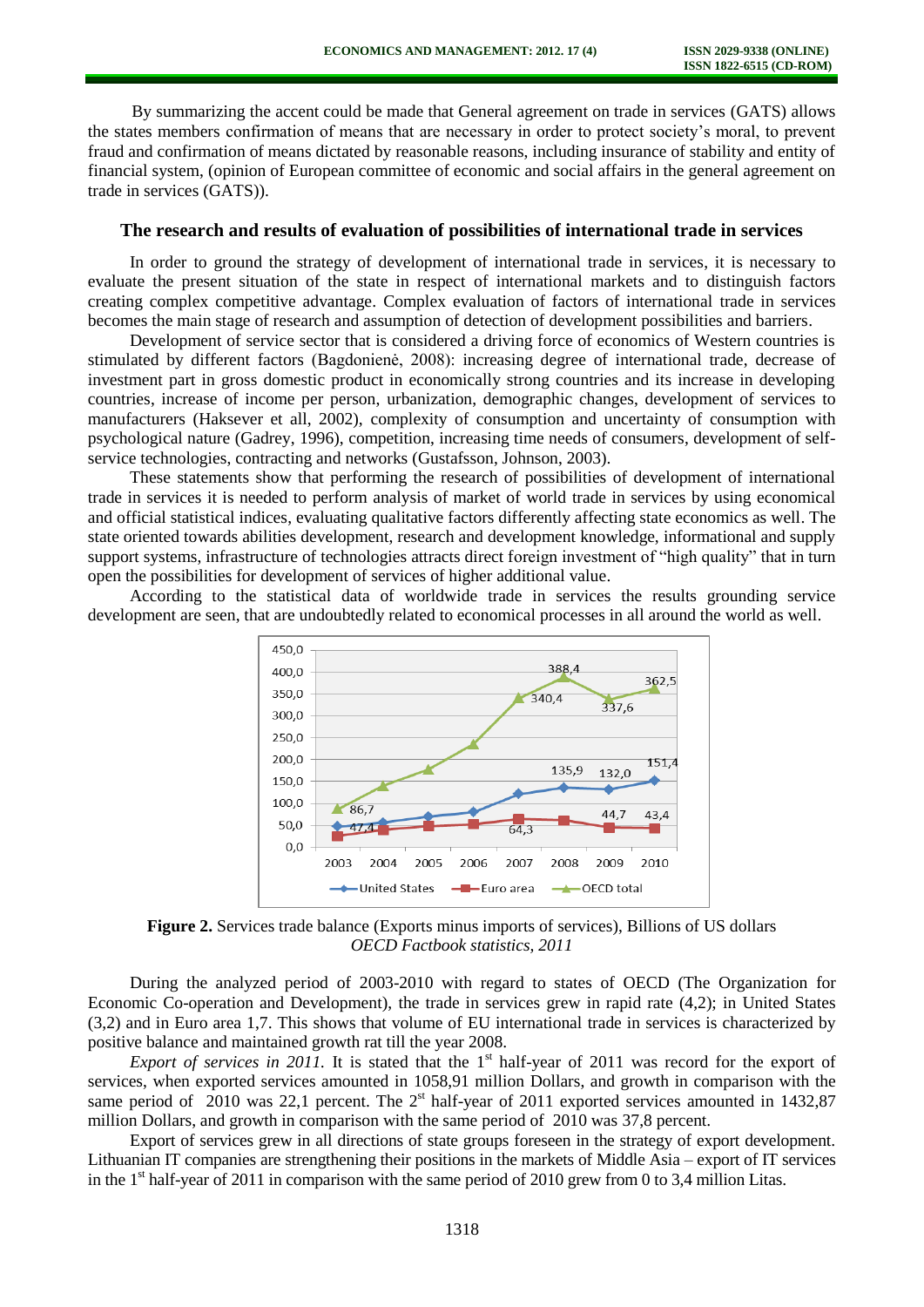By summarizing the accent could be made that General agreement on trade in services (GATS) allows the states members confirmation of means that are necessary in order to protect society's moral, to prevent fraud and confirmation of means dictated by reasonable reasons, including insurance of stability and entity of financial system, (opinion of European committee of economic and social affairs in the general agreement on trade in services (GATS)).

## The research and results of evaluation of possibilities of international trade in services

In order to ground the strategy of development of international trade in services, it is necessary to evaluate the present situation of the state in respect of international markets and to distinguish factors creating complex competitive advantage. Complex evaluation of factors of international trade in services becomes the main stage of research and assumption of detection of development possibilities and barriers.

Development of service sector that is considered a driving force of economics of Western countries is stimulated by different factors (Bagdonienė, 2008): increasing degree of international trade, decrease of investment part in gross domestic product in economically strong countries and its increase in developing countries, increase of income per person, urbanization, demographic changes, development of services to manufacturers (Haksever et all, 2002), complexity of consumption and uncertainty of consumption with psychological nature (Gadrey, 1996), competition, increasing time needs of consumers, development of self-service technologies, contracting and networks (Gustafsson, Johnson, 2003).

These statements show that performing the research of possibilities of development of international trade in services it is needed to perform analysis of market of world trade in services by using economical and official statistical indices, evaluating qualitative factors differently affecting state economics as well. The state oriented towards abilities development, research and development knowledge, informational and supply support systems, infrastructure of technologies attracts direct foreign investment of "high quality" that in turn open the possibilities for development of services of higher additional value.

According to the statistical data of worldwide trade in services the results grounding service development are seen, that are undoubtedly related to economical processes in all around the world as well.

**Figure 2.** Services trade balance (Exports minus imports of services), Billions of US dollars
*OECD Factbook statistics, 2011*

During the analyzed period of 2003-2010 with regard to states of OECD (The Organization for Economic Co-operation and Development), the trade in services grew in rapid rate (4,2); in United States (3,2) and in Euro area 1,7. This shows that volume of EU international trade in services is characterized by positive balance and maintained growth rat till the year 2008.

*Export of services in 2011.* It is stated that the 1st half-year of 2011 was record for the export of services, when exported services amounted in 1058,91 million Dollars, and growth in comparison with the same period of 2010 was 22,1 percent. The 2st half-year of 2011 exported services amounted in 1432,87 million Dollars, and growth in comparison with the same period of 2010 was 37,8 percent.

Export of services grew in all directions of state groups foreseen in the strategy of export development. Lithuanian IT companies are strengthening their positions in the markets of Middle Asia – export of IT services in the 1st half-year of 2011 in comparison with the same period of 2010 grew from 0 to 3,4 million Litas.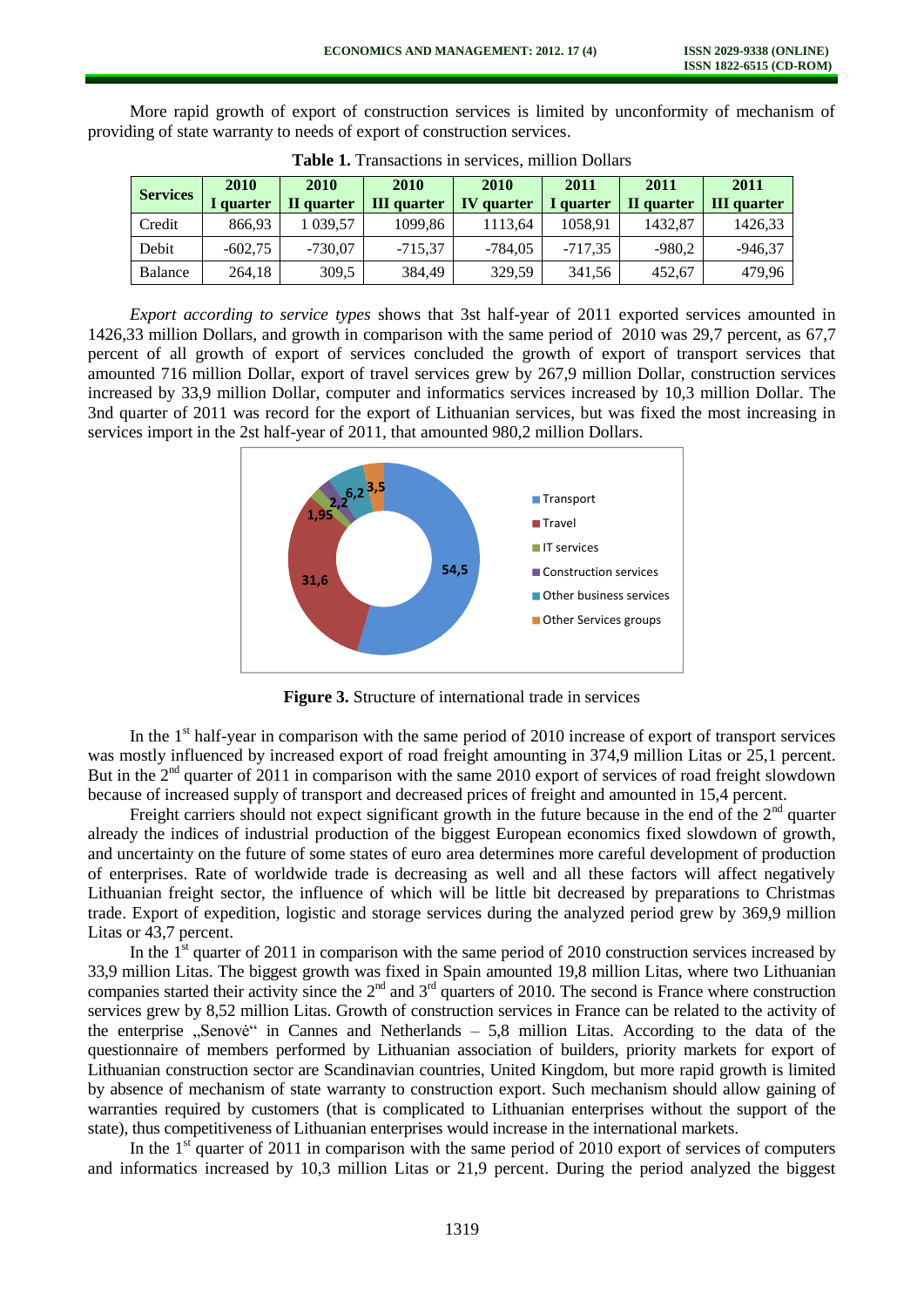More rapid growth of export of construction services is limited by unconformity of mechanism of providing of state warranty to needs of export of construction services.

**Table 1.** Transactions in services, million Dollars

| Services | 2010 I quarter | 2010 II quarter | 2010 III quarter | 2010 IV quarter | 2011 I quarter | 2011 II quarter | 2011 III quarter |
|---|---|---|---|---|---|---|---|
| Credit | 866,93 | 1 039,57 | 1099,86 | 1113,64 | 1058,91 | 1432,87 | 1426,33 |
| Debit | -602,75 | -730,07 | -715,37 | -784,05 | -717,35 | -980,2 | -946,37 |
| Balance | 264,18 | 309,5 | 384,49 | 329,59 | 341,56 | 452,67 | 479,96 |

*Export according to service types* shows that 3st half-year of 2011 exported services amounted in 1426,33 million Dollars, and growth in comparison with the same period of 2010 was 29,7 percent, as 67,7 percent of all growth of export of services concluded the growth of export of transport services that amounted 716 million Dollar, export of travel services grew by 267,9 million Dollar, construction services increased by 33,9 million Dollar, computer and informatics services increased by 10,3 million Dollar. The 3nd quarter of 2011 was record for the export of Lithuanian services, but was fixed the most increasing in services import in the 2st half-year of 2011, that amounted 980,2 million Dollars.

**Figure 3.** Structure of international trade in services

In the 1st half-year in comparison with the same period of 2010 increase of export of transport services was mostly influenced by increased export of road freight amounting in 374,9 million Litas or 25,1 percent. But in the 2nd quarter of 2011 in comparison with the same 2010 export of services of road freight slowdown because of increased supply of transport and decreased prices of freight and amounted in 15,4 percent.

Freight carriers should not expect significant growth in the future because in the end of the 2nd quarter already the indices of industrial production of the biggest European economics fixed slowdown of growth, and uncertainty on the future of some states of euro area determines more careful development of production of enterprises. Rate of worldwide trade is decreasing as well and all these factors will affect negatively Lithuanian freight sector, the influence of which will be little bit decreased by preparations to Christmas trade. Export of expedition, logistic and storage services during the analyzed period grew by 369,9 million Litas or 43,7 percent.

In the 1st quarter of 2011 in comparison with the same period of 2010 construction services increased by 33,9 million Litas. The biggest growth was fixed in Spain amounted 19,8 million Litas, where two Lithuanian companies started their activity since the 2nd and 3rd quarters of 2010. The second is France where construction services grew by 8,52 million Litas. Growth of construction services in France can be related to the activity of the enterprise „Senovė“ in Cannes and Netherlands – 5,8 million Litas. According to the data of the questionnaire of members performed by Lithuanian association of builders, priority markets for export of Lithuanian construction sector are Scandinavian countries, United Kingdom, but more rapid growth is limited by absence of mechanism of state warranty to construction export. Such mechanism should allow gaining of warranties required by customers (that is complicated to Lithuanian enterprises without the support of the state), thus competitiveness of Lithuanian enterprises would increase in the international markets.

In the 1st quarter of 2011 in comparison with the same period of 2010 export of services of computers and informatics increased by 10,3 million Litas or 21,9 percent. During the period analyzed the biggest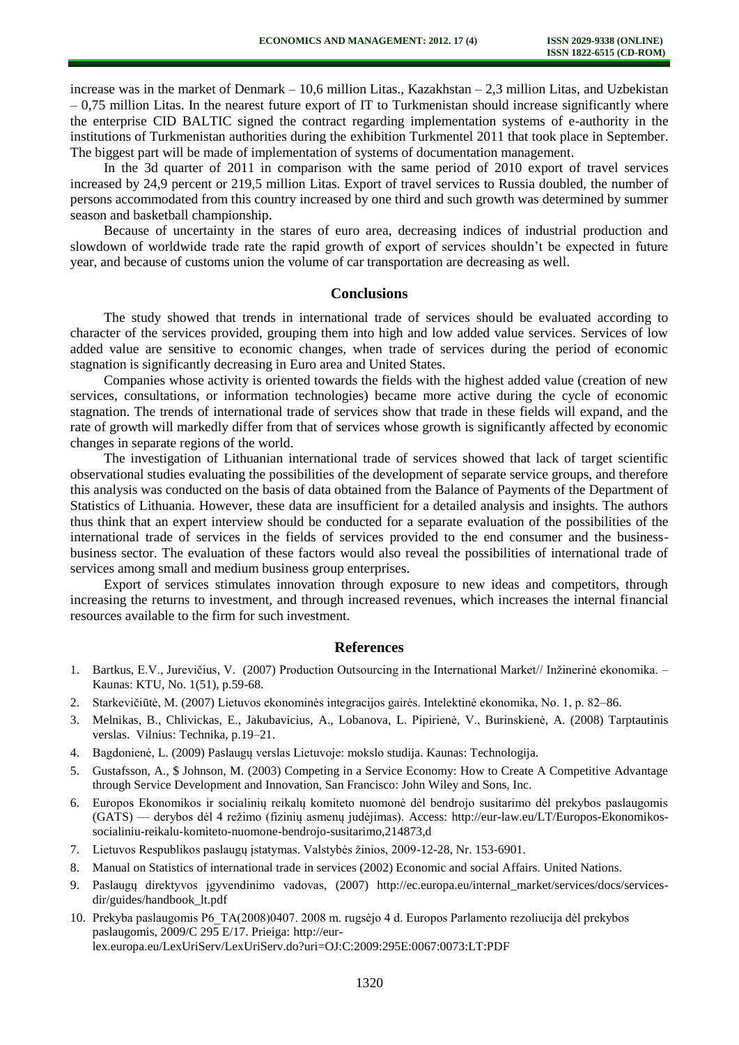increase was in the market of Denmark – 10,6 million Litas., Kazakhstan – 2,3 million Litas, and Uzbekistan – 0,75 million Litas. In the nearest future export of IT to Turkmenistan should increase significantly where the enterprise CID BALTIC signed the contract regarding implementation systems of e-authority in the institutions of Turkmenistan authorities during the exhibition Turkmentel 2011 that took place in September. The biggest part will be made of implementation of systems of documentation management.

In the 3d quarter of 2011 in comparison with the same period of 2010 export of travel services increased by 24,9 percent or 219,5 million Litas. Export of travel services to Russia doubled, the number of persons accommodated from this country increased by one third and such growth was determined by summer season and basketball championship.

Because of uncertainty in the stares of euro area, decreasing indices of industrial production and slowdown of worldwide trade rate the rapid growth of export of services shouldn't be expected in future year, and because of customs union the volume of car transportation are decreasing as well.

## Conclusions

The study showed that trends in international trade of services should be evaluated according to character of the services provided, grouping them into high and low added value services. Services of low added value are sensitive to economic changes, when trade of services during the period of economic stagnation is significantly decreasing in Euro area and United States.

Companies whose activity is oriented towards the fields with the highest added value (creation of new services, consultations, or information technologies) became more active during the cycle of economic stagnation. The trends of international trade of services show that trade in these fields will expand, and the rate of growth will markedly differ from that of services whose growth is significantly affected by economic changes in separate regions of the world.

The investigation of Lithuanian international trade of services showed that lack of target scientific observational studies evaluating the possibilities of the development of separate service groups, and therefore this analysis was conducted on the basis of data obtained from the Balance of Payments of the Department of Statistics of Lithuania. However, these data are insufficient for a detailed analysis and insights. The authors thus think that an expert interview should be conducted for a separate evaluation of the possibilities of the international trade of services in the fields of services provided to the end consumer and the business-business sector. The evaluation of these factors would also reveal the possibilities of international trade of services among small and medium business group enterprises.

Export of services stimulates innovation through exposure to new ideas and competitors, through increasing the returns to investment, and through increased revenues, which increases the internal financial resources available to the firm for such investment.

## References

1. Bartkus, E.V., Jurevičius, V. (2007) Production Outsourcing in the International Market// Inžinerinė ekonomika. – Kaunas: KTU, No. 1(51), p.59-68.
2. Starkevičiūtė, M. (2007) Lietuvos ekonominės integracijos gairės. Intelektinė ekonomika, No. 1, p. 82–86.
3. Melnikas, B., Chlivickas, E., Jakubavicius, A., Lobanova, L. Pipirienė, V., Burinskienė, A. (2008) Tarptautinis verslas. Vilnius: Technika, p.19–21.
4. Bagdonienė, L. (2009) Paslaugų verslas Lietuvoje: mokslo studija. Kaunas: Technologija.
5. Gustafsson, A., $ Johnson, M. (2003) Competing in a Service Economy: How to Create A Competitive Advantage through Service Development and Innovation, San Francisco: John Wiley and Sons, Inc.
6. Europos Ekonomikos ir socialinių reikalų komiteto nuomonė dėl bendrojo susitarimo dėl prekybos paslaugomis (GATS) — derybos dėl 4 režimo (fizinių asmenų judėjimas). Access: http://eur-law.eu/LT/Europos-Ekonomikos-socialiniu-reikalu-komiteto-nuomone-bendrojo-susitarimo,214873,d
7. Lietuvos Respublikos paslaugų įstatymas. Valstybės žinios, 2009-12-28, Nr. 153-6901.
8. Manual on Statistics of international trade in services (2002) Economic and social Affairs. United Nations.
9. Paslaugų direktyvos įgyvendinimo vadovas, (2007) http://ec.europa.eu/internal_market/services/docs/services-dir/guides/handbook_lt.pdf
10. Prekyba paslaugomis P6_TA(2008)0407. 2008 m. rugsėjo 4 d. Europos Parlamento rezoliucija dėl prekybos paslaugomis, 2009/C 295 E/17. Prieiga: http://eur-lex.europa.eu/LexUriServ/LexUriServ.do?uri=OJ:C:2009:295E:0067:0073:LT:PDF